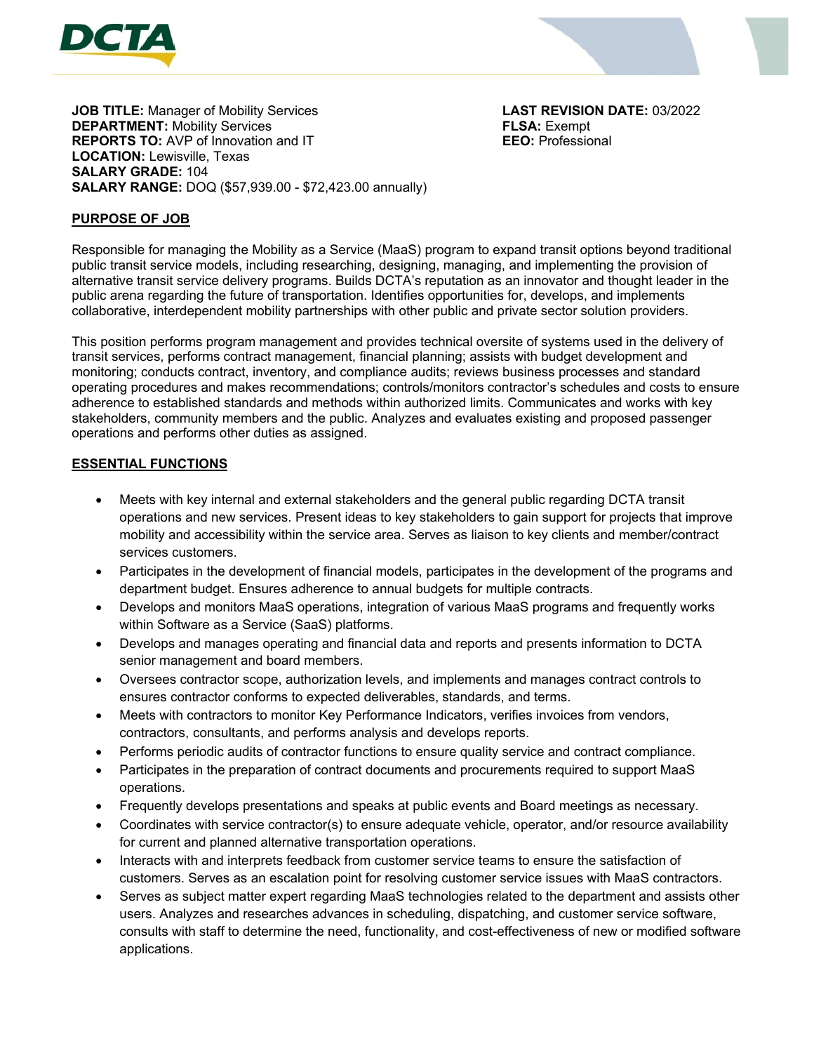**JOB TITLE:** Manager of Mobility Services
**DEPARTMENT:** Mobility Services
**REPORTS TO:** AVP of Innovation and IT
**LOCATION:** Lewisville, Texas
**SALARY GRADE:** 104
**SALARY RANGE:** DOQ ($57,939.00 - $72,423.00 annually)

**LAST REVISION DATE:** 03/2022
**FLSA:** Exempt
**EEO:** Professional

## PURPOSE OF JOB

Responsible for managing the Mobility as a Service (MaaS) program to expand transit options beyond traditional public transit service models, including researching, designing, managing, and implementing the provision of alternative transit service delivery programs. Builds DCTA's reputation as an innovator and thought leader in the public arena regarding the future of transportation. Identifies opportunities for, develops, and implements collaborative, interdependent mobility partnerships with other public and private sector solution providers.

This position performs program management and provides technical oversite of systems used in the delivery of transit services, performs contract management, financial planning; assists with budget development and monitoring; conducts contract, inventory, and compliance audits; reviews business processes and standard operating procedures and makes recommendations; controls/monitors contractor's schedules and costs to ensure adherence to established standards and methods within authorized limits. Communicates and works with key stakeholders, community members and the public. Analyzes and evaluates existing and proposed passenger operations and performs other duties as assigned.

## ESSENTIAL FUNCTIONS

- Meets with key internal and external stakeholders and the general public regarding DCTA transit operations and new services. Present ideas to key stakeholders to gain support for projects that improve mobility and accessibility within the service area. Serves as liaison to key clients and member/contract services customers.
- Participates in the development of financial models, participates in the development of the programs and department budget. Ensures adherence to annual budgets for multiple contracts.
- Develops and monitors MaaS operations, integration of various MaaS programs and frequently works within Software as a Service (SaaS) platforms.
- Develops and manages operating and financial data and reports and presents information to DCTA senior management and board members.
- Oversees contractor scope, authorization levels, and implements and manages contract controls to ensures contractor conforms to expected deliverables, standards, and terms.
- Meets with contractors to monitor Key Performance Indicators, verifies invoices from vendors, contractors, consultants, and performs analysis and develops reports.
- Performs periodic audits of contractor functions to ensure quality service and contract compliance.
- Participates in the preparation of contract documents and procurements required to support MaaS operations.
- Frequently develops presentations and speaks at public events and Board meetings as necessary.
- Coordinates with service contractor(s) to ensure adequate vehicle, operator, and/or resource availability for current and planned alternative transportation operations.
- Interacts with and interprets feedback from customer service teams to ensure the satisfaction of customers. Serves as an escalation point for resolving customer service issues with MaaS contractors.
- Serves as subject matter expert regarding MaaS technologies related to the department and assists other users. Analyzes and researches advances in scheduling, dispatching, and customer service software, consults with staff to determine the need, functionality, and cost-effectiveness of new or modified software applications.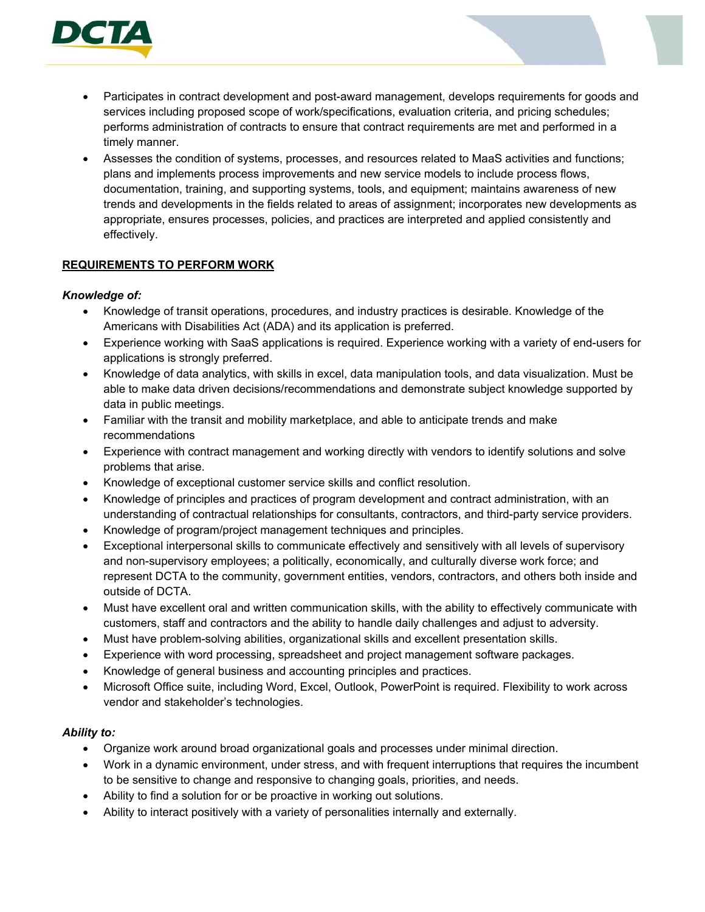- Participates in contract development and post-award management, develops requirements for goods and services including proposed scope of work/specifications, evaluation criteria, and pricing schedules; performs administration of contracts to ensure that contract requirements are met and performed in a timely manner.
- Assesses the condition of systems, processes, and resources related to MaaS activities and functions; plans and implements process improvements and new service models to include process flows, documentation, training, and supporting systems, tools, and equipment; maintains awareness of new trends and developments in the fields related to areas of assignment; incorporates new developments as appropriate, ensures processes, policies, and practices are interpreted and applied consistently and effectively.

## REQUIREMENTS TO PERFORM WORK

***Knowledge of:***

- Knowledge of transit operations, procedures, and industry practices is desirable. Knowledge of the Americans with Disabilities Act (ADA) and its application is preferred.
- Experience working with SaaS applications is required. Experience working with a variety of end-users for applications is strongly preferred.
- Knowledge of data analytics, with skills in excel, data manipulation tools, and data visualization. Must be able to make data driven decisions/recommendations and demonstrate subject knowledge supported by data in public meetings.
- Familiar with the transit and mobility marketplace, and able to anticipate trends and make recommendations
- Experience with contract management and working directly with vendors to identify solutions and solve problems that arise.
- Knowledge of exceptional customer service skills and conflict resolution.
- Knowledge of principles and practices of program development and contract administration, with an understanding of contractual relationships for consultants, contractors, and third-party service providers.
- Knowledge of program/project management techniques and principles.
- Exceptional interpersonal skills to communicate effectively and sensitively with all levels of supervisory and non-supervisory employees; a politically, economically, and culturally diverse work force; and represent DCTA to the community, government entities, vendors, contractors, and others both inside and outside of DCTA.
- Must have excellent oral and written communication skills, with the ability to effectively communicate with customers, staff and contractors and the ability to handle daily challenges and adjust to adversity.
- Must have problem-solving abilities, organizational skills and excellent presentation skills.
- Experience with word processing, spreadsheet and project management software packages.
- Knowledge of general business and accounting principles and practices.
- Microsoft Office suite, including Word, Excel, Outlook, PowerPoint is required. Flexibility to work across vendor and stakeholder's technologies.

***Ability to:***

- Organize work around broad organizational goals and processes under minimal direction.
- Work in a dynamic environment, under stress, and with frequent interruptions that requires the incumbent to be sensitive to change and responsive to changing goals, priorities, and needs.
- Ability to find a solution for or be proactive in working out solutions.
- Ability to interact positively with a variety of personalities internally and externally.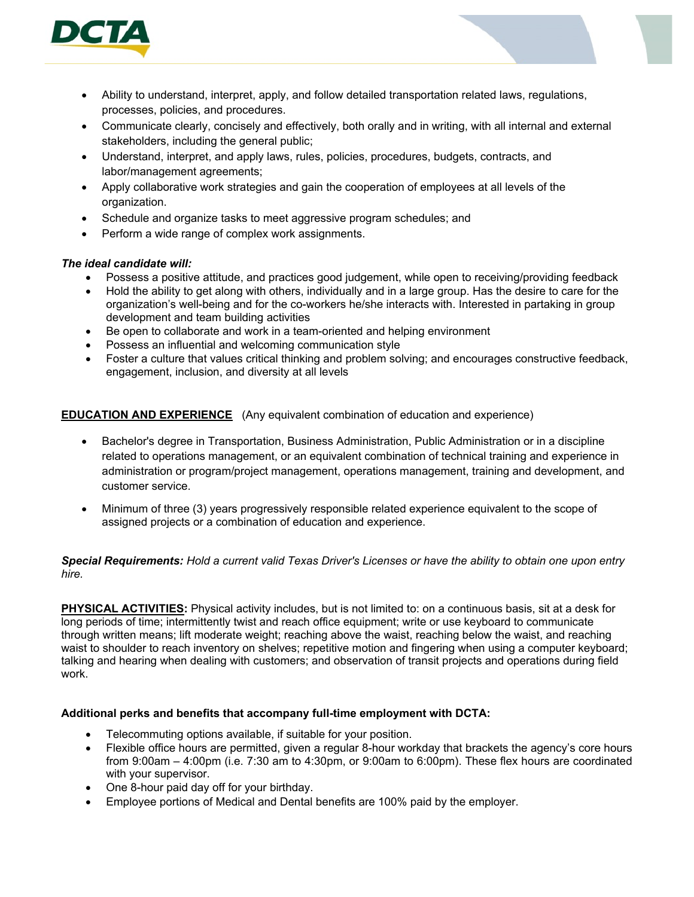- Ability to understand, interpret, apply, and follow detailed transportation related laws, regulations, processes, policies, and procedures.
- Communicate clearly, concisely and effectively, both orally and in writing, with all internal and external stakeholders, including the general public;
- Understand, interpret, and apply laws, rules, policies, procedures, budgets, contracts, and labor/management agreements;
- Apply collaborative work strategies and gain the cooperation of employees at all levels of the organization.
- Schedule and organize tasks to meet aggressive program schedules; and
- Perform a wide range of complex work assignments.

***The ideal candidate will:***

- Possess a positive attitude, and practices good judgement, while open to receiving/providing feedback
- Hold the ability to get along with others, individually and in a large group. Has the desire to care for the organization's well-being and for the co-workers he/she interacts with. Interested in partaking in group development and team building activities
- Be open to collaborate and work in a team-oriented and helping environment
- Possess an influential and welcoming communication style
- Foster a culture that values critical thinking and problem solving; and encourages constructive feedback, engagement, inclusion, and diversity at all levels

**EDUCATION AND EXPERIENCE** (Any equivalent combination of education and experience)

- Bachelor's degree in Transportation, Business Administration, Public Administration or in a discipline related to operations management, or an equivalent combination of technical training and experience in administration or program/project management, operations management, training and development, and customer service.
- Minimum of three (3) years progressively responsible related experience equivalent to the scope of assigned projects or a combination of education and experience.

***Special Requirements:*** *Hold a current valid Texas Driver's Licenses or have the ability to obtain one upon entry hire.*

**PHYSICAL ACTIVITIES:** Physical activity includes, but is not limited to: on a continuous basis, sit at a desk for long periods of time; intermittently twist and reach office equipment; write or use keyboard to communicate through written means; lift moderate weight; reaching above the waist, reaching below the waist, and reaching waist to shoulder to reach inventory on shelves; repetitive motion and fingering when using a computer keyboard; talking and hearing when dealing with customers; and observation of transit projects and operations during field work.

**Additional perks and benefits that accompany full-time employment with DCTA:**

- Telecommuting options available, if suitable for your position.
- Flexible office hours are permitted, given a regular 8-hour workday that brackets the agency's core hours from 9:00am – 4:00pm (i.e. 7:30 am to 4:30pm, or 9:00am to 6:00pm). These flex hours are coordinated with your supervisor.
- One 8-hour paid day off for your birthday.
- Employee portions of Medical and Dental benefits are 100% paid by the employer.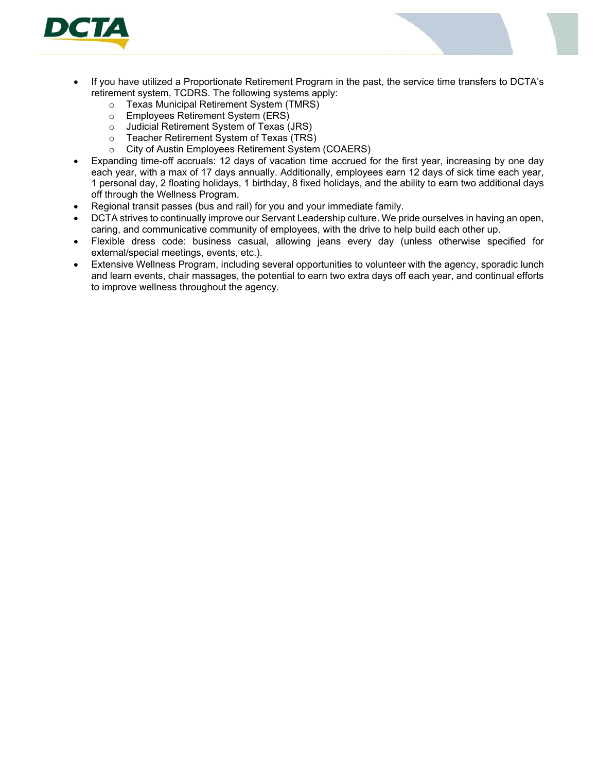- If you have utilized a Proportionate Retirement Program in the past, the service time transfers to DCTA's retirement system, TCDRS. The following systems apply:
  - Texas Municipal Retirement System (TMRS)
  - Employees Retirement System (ERS)
  - Judicial Retirement System of Texas (JRS)
  - Teacher Retirement System of Texas (TRS)
  - City of Austin Employees Retirement System (COAERS)
- Expanding time-off accruals: 12 days of vacation time accrued for the first year, increasing by one day each year, with a max of 17 days annually. Additionally, employees earn 12 days of sick time each year, 1 personal day, 2 floating holidays, 1 birthday, 8 fixed holidays, and the ability to earn two additional days off through the Wellness Program.
- Regional transit passes (bus and rail) for you and your immediate family.
- DCTA strives to continually improve our Servant Leadership culture. We pride ourselves in having an open, caring, and communicative community of employees, with the drive to help build each other up.
- Flexible dress code: business casual, allowing jeans every day (unless otherwise specified for external/special meetings, events, etc.).
- Extensive Wellness Program, including several opportunities to volunteer with the agency, sporadic lunch and learn events, chair massages, the potential to earn two extra days off each year, and continual efforts to improve wellness throughout the agency.